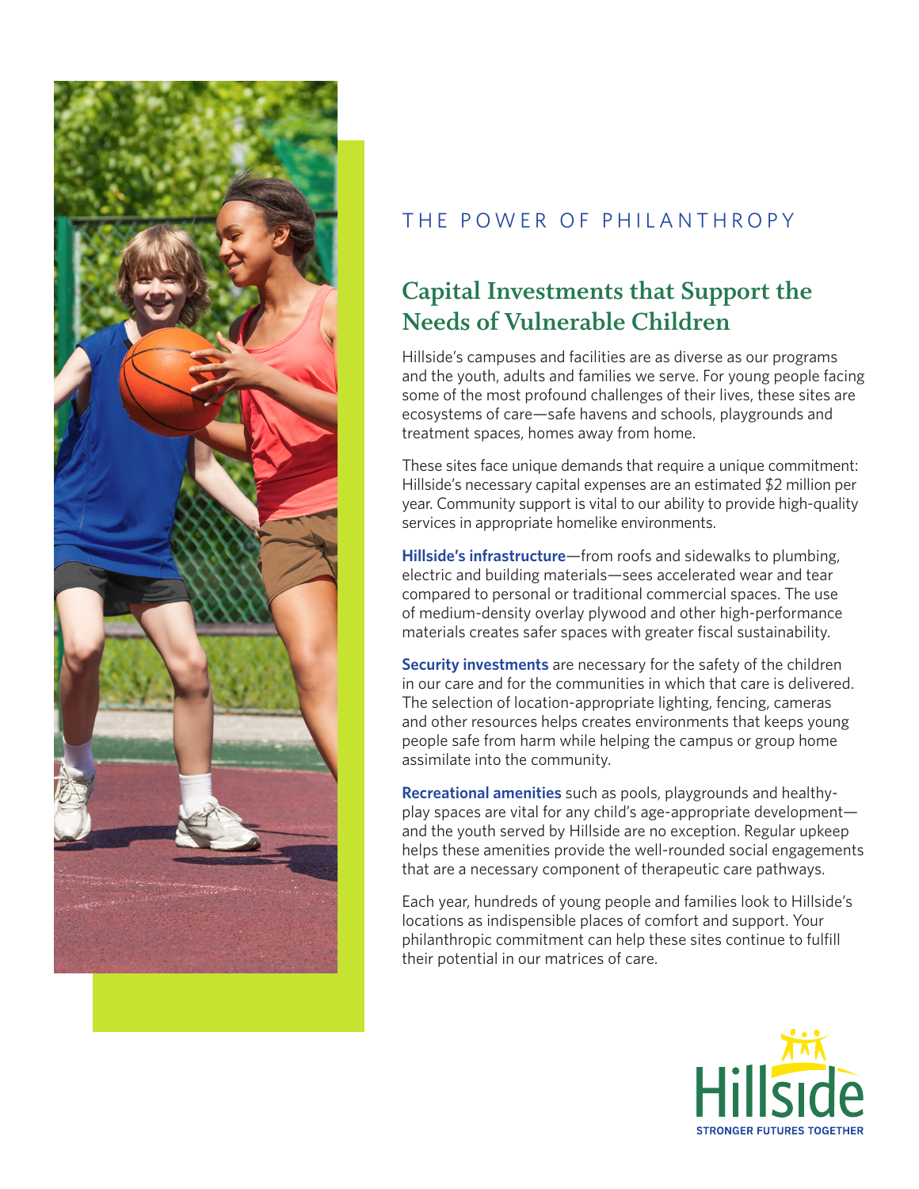THE POWER OF PHILANTHROPY

## Capital Investments that Support the Needs of Vulnerable Children

Hillside's campuses and facilities are as diverse as our programs and the youth, adults and families we serve. For young people facing some of the most profound challenges of their lives, these sites are ecosystems of care—safe havens and schools, playgrounds and treatment spaces, homes away from home.

These sites face unique demands that require a unique commitment: Hillside's necessary capital expenses are an estimated $2 million per year. Community support is vital to our ability to provide high-quality services in appropriate homelike environments.

**Hillside's infrastructure**—from roofs and sidewalks to plumbing, electric and building materials—sees accelerated wear and tear compared to personal or traditional commercial spaces. The use of medium-density overlay plywood and other high-performance materials creates safer spaces with greater fiscal sustainability.

**Security investments** are necessary for the safety of the children in our care and for the communities in which that care is delivered. The selection of location-appropriate lighting, fencing, cameras and other resources helps creates environments that keeps young people safe from harm while helping the campus or group home assimilate into the community.

**Recreational amenities** such as pools, playgrounds and healthy-play spaces are vital for any child's age-appropriate development—and the youth served by Hillside are no exception. Regular upkeep helps these amenities provide the well-rounded social engagements that are a necessary component of therapeutic care pathways.

Each year, hundreds of young people and families look to Hillside's locations as indispensable places of comfort and support. Your philanthropic commitment can help these sites continue to fulfill their potential in our matrices of care.

Hillside
STRONGER FUTURES TOGETHER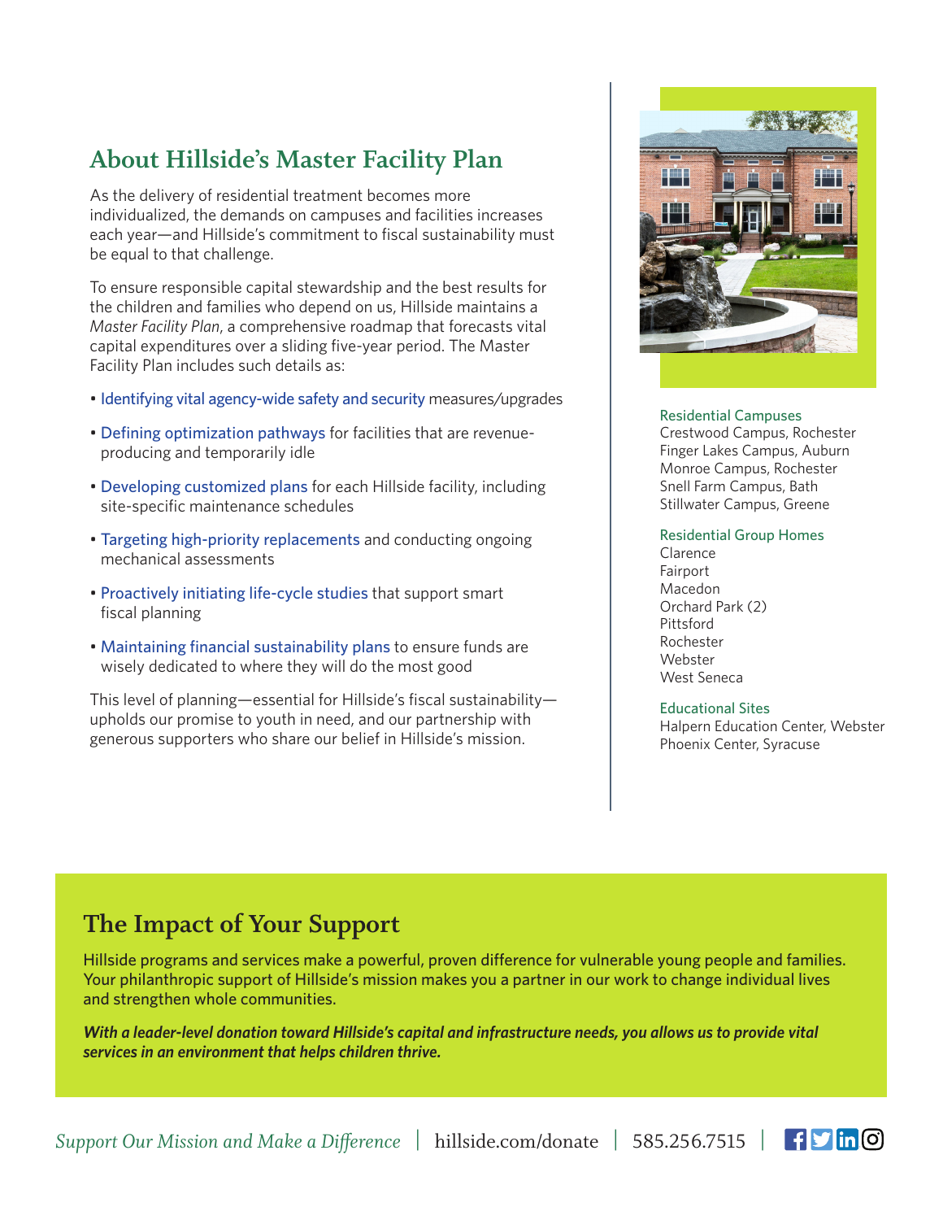## About Hillside's Master Facility Plan

As the delivery of residential treatment becomes more individualized, the demands on campuses and facilities increases each year—and Hillside's commitment to fiscal sustainability must be equal to that challenge.

To ensure responsible capital stewardship and the best results for the children and families who depend on us, Hillside maintains a *Master Facility Plan*, a comprehensive roadmap that forecasts vital capital expenditures over a sliding five-year period. The Master Facility Plan includes such details as:

- Identifying vital agency-wide safety and security measures/upgrades
- Defining optimization pathways for facilities that are revenue-producing and temporarily idle
- Developing customized plans for each Hillside facility, including site-specific maintenance schedules
- Targeting high-priority replacements and conducting ongoing mechanical assessments
- Proactively initiating life-cycle studies that support smart fiscal planning
- Maintaining financial sustainability plans to ensure funds are wisely dedicated to where they will do the most good

This level of planning—essential for Hillside's fiscal sustainability—upholds our promise to youth in need, and our partnership with generous supporters who share our belief in Hillside's mission.

**Residential Campuses**
Crestwood Campus, Rochester
Finger Lakes Campus, Auburn
Monroe Campus, Rochester
Snell Farm Campus, Bath
Stillwater Campus, Greene

**Residential Group Homes**
Clarence
Fairport
Macedon
Orchard Park (2)
Pittsford
Rochester
Webster
West Seneca

**Educational Sites**
Halpern Education Center, Webster
Phoenix Center, Syracuse

## The Impact of Your Support

Hillside programs and services make a powerful, proven difference for vulnerable young people and families. Your philanthropic support of Hillside's mission makes you a partner in our work to change individual lives and strengthen whole communities.

***With a leader-level donation toward Hillside's capital and infrastructure needs, you allows us to provide vital services in an environment that helps children thrive.***

*Support Our Mission and Make a Difference* | hillside.com/donate | 585.256.7515